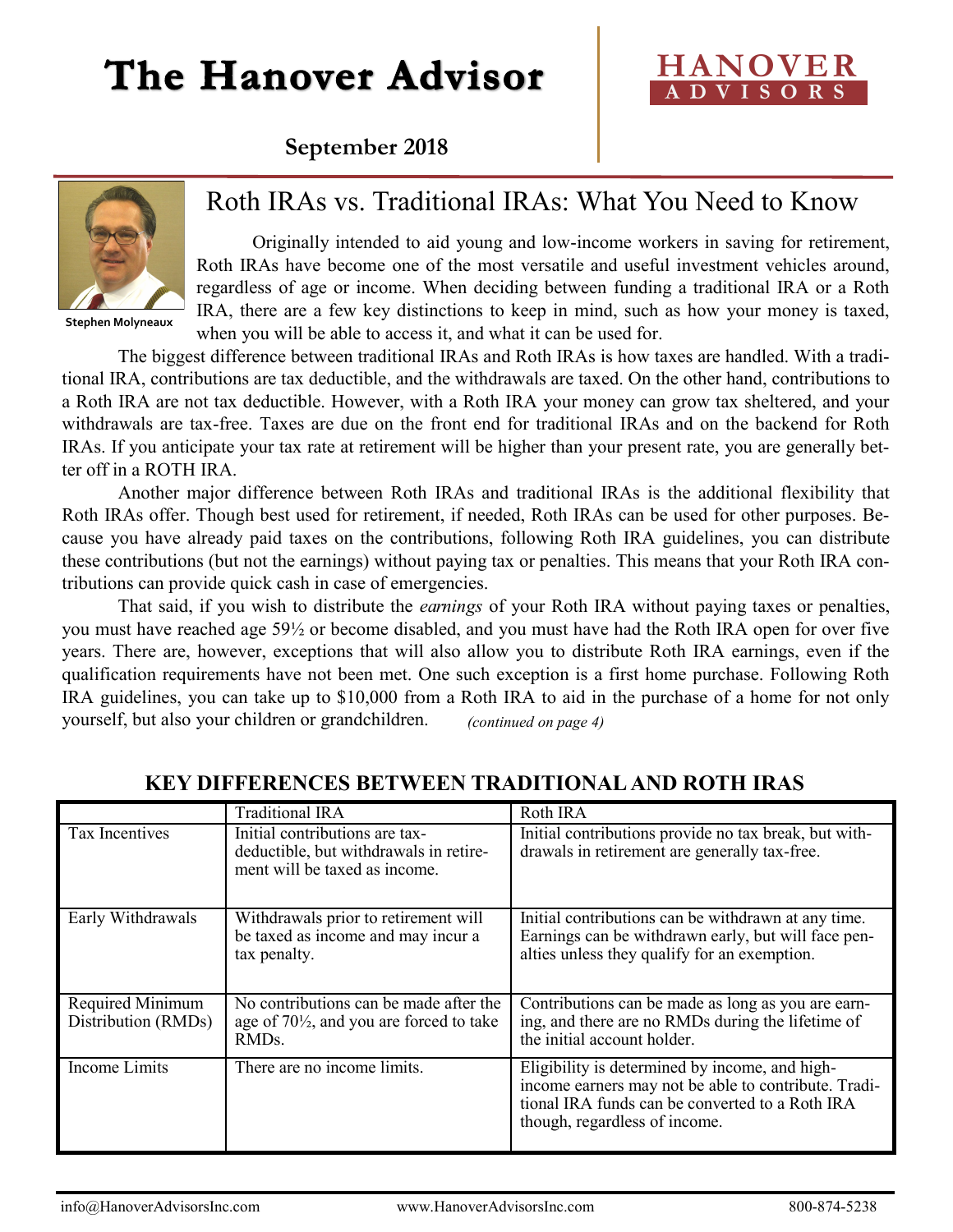# The Hanover Advisor

HANOVER ADVISORS

**September 2018**

Stephen Molyneaux

## Roth IRAs vs. Traditional IRAs: What You Need to Know

Originally intended to aid young and low-income workers in saving for retirement, Roth IRAs have become one of the most versatile and useful investment vehicles around, regardless of age or income. When deciding between funding a traditional IRA or a Roth IRA, there are a few key distinctions to keep in mind, such as how your money is taxed, when you will be able to access it, and what it can be used for.

The biggest difference between traditional IRAs and Roth IRAs is how taxes are handled. With a traditional IRA, contributions are tax deductible, and the withdrawals are taxed. On the other hand, contributions to a Roth IRA are not tax deductible. However, with a Roth IRA your money can grow tax sheltered, and your withdrawals are tax-free. Taxes are due on the front end for traditional IRAs and on the backend for Roth IRAs. If you anticipate your tax rate at retirement will be higher than your present rate, you are generally better off in a ROTH IRA.

Another major difference between Roth IRAs and traditional IRAs is the additional flexibility that Roth IRAs offer. Though best used for retirement, if needed, Roth IRAs can be used for other purposes. Because you have already paid taxes on the contributions, following Roth IRA guidelines, you can distribute these contributions (but not the earnings) without paying tax or penalties. This means that your Roth IRA contributions can provide quick cash in case of emergencies.

That said, if you wish to distribute the *earnings* of your Roth IRA without paying taxes or penalties, you must have reached age 59½ or become disabled, and you must have had the Roth IRA open for over five years. There are, however, exceptions that will also allow you to distribute Roth IRA earnings, even if the qualification requirements have not been met. One such exception is a first home purchase. Following Roth IRA guidelines, you can take up to $10,000 from a Roth IRA to aid in the purchase of a home for not only yourself, but also your children or grandchildren. *(continued on page 4)*

### KEY DIFFERENCES BETWEEN TRADITIONAL AND ROTH IRAS

| | Traditional IRA | Roth IRA |
|---|---|---|
| Tax Incentives | Initial contributions are tax-deductible, but withdrawals in retirement will be taxed as income. | Initial contributions provide no tax break, but withdrawals in retirement are generally tax-free. |
| Early Withdrawals | Withdrawals prior to retirement will be taxed as income and may incur a tax penalty. | Initial contributions can be withdrawn at any time. Earnings can be withdrawn early, but will face penalties unless they qualify for an exemption. |
| Required Minimum Distribution (RMDs) | No contributions can be made after the age of 70½, and you are forced to take RMDs. | Contributions can be made as long as you are earning, and there are no RMDs during the lifetime of the initial account holder. |
| Income Limits | There are no income limits. | Eligibility is determined by income, and high-income earners may not be able to contribute. Traditional IRA funds can be converted to a Roth IRA though, regardless of income. |

info@HanoverAdvisorsInc.com | www.HanoverAdvisorsInc.com | 800-874-5238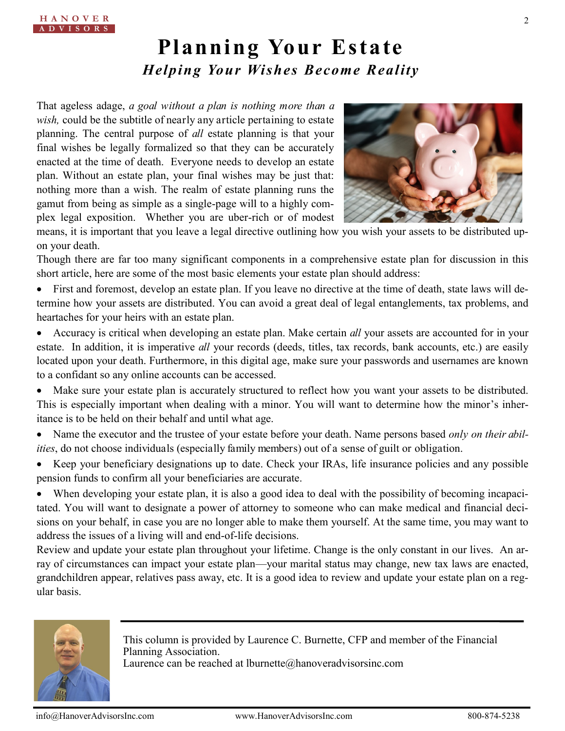# Planning Your Estate

## *Helping Your Wishes Become Reality*

That ageless adage, *a goal without a plan is nothing more than a wish,* could be the subtitle of nearly any article pertaining to estate planning. The central purpose of *all* estate planning is that your final wishes be legally formalized so that they can be accurately enacted at the time of death. Everyone needs to develop an estate plan. Without an estate plan, your final wishes may be just that: nothing more than a wish. The realm of estate planning runs the gamut from being as simple as a single-page will to a highly complex legal exposition. Whether you are uber-rich or of modest means, it is important that you leave a legal directive outlining how you wish your assets to be distributed upon your death.

Though there are far too many significant components in a comprehensive estate plan for discussion in this short article, here are some of the most basic elements your estate plan should address:

- First and foremost, develop an estate plan. If you leave no directive at the time of death, state laws will determine how your assets are distributed. You can avoid a great deal of legal entanglements, tax problems, and heartaches for your heirs with an estate plan.
- Accuracy is critical when developing an estate plan. Make certain *all* your assets are accounted for in your estate. In addition, it is imperative *all* your records (deeds, titles, tax records, bank accounts, etc.) are easily located upon your death. Furthermore, in this digital age, make sure your passwords and usernames are known to a confidant so any online accounts can be accessed.
- Make sure your estate plan is accurately structured to reflect how you want your assets to be distributed. This is especially important when dealing with a minor. You will want to determine how the minor's inheritance is to be held on their behalf and until what age.
- Name the executor and the trustee of your estate before your death. Name persons based *only on their abilities*, do not choose individuals (especially family members) out of a sense of guilt or obligation.
- Keep your beneficiary designations up to date. Check your IRAs, life insurance policies and any possible pension funds to confirm all your beneficiaries are accurate.
- When developing your estate plan, it is also a good idea to deal with the possibility of becoming incapacitated. You will want to designate a power of attorney to someone who can make medical and financial decisions on your behalf, in case you are no longer able to make them yourself. At the same time, you may want to address the issues of a living will and end-of-life decisions.

Review and update your estate plan throughout your lifetime. Change is the only constant in our lives. An array of circumstances can impact your estate plan—your marital status may change, new tax laws are enacted, grandchildren appear, relatives pass away, etc. It is a good idea to review and update your estate plan on a regular basis.

---

This column is provided by Laurence C. Burnette, CFP and member of the Financial Planning Association.
Laurence can be reached at lburnette@hanoveradvisorsinc.com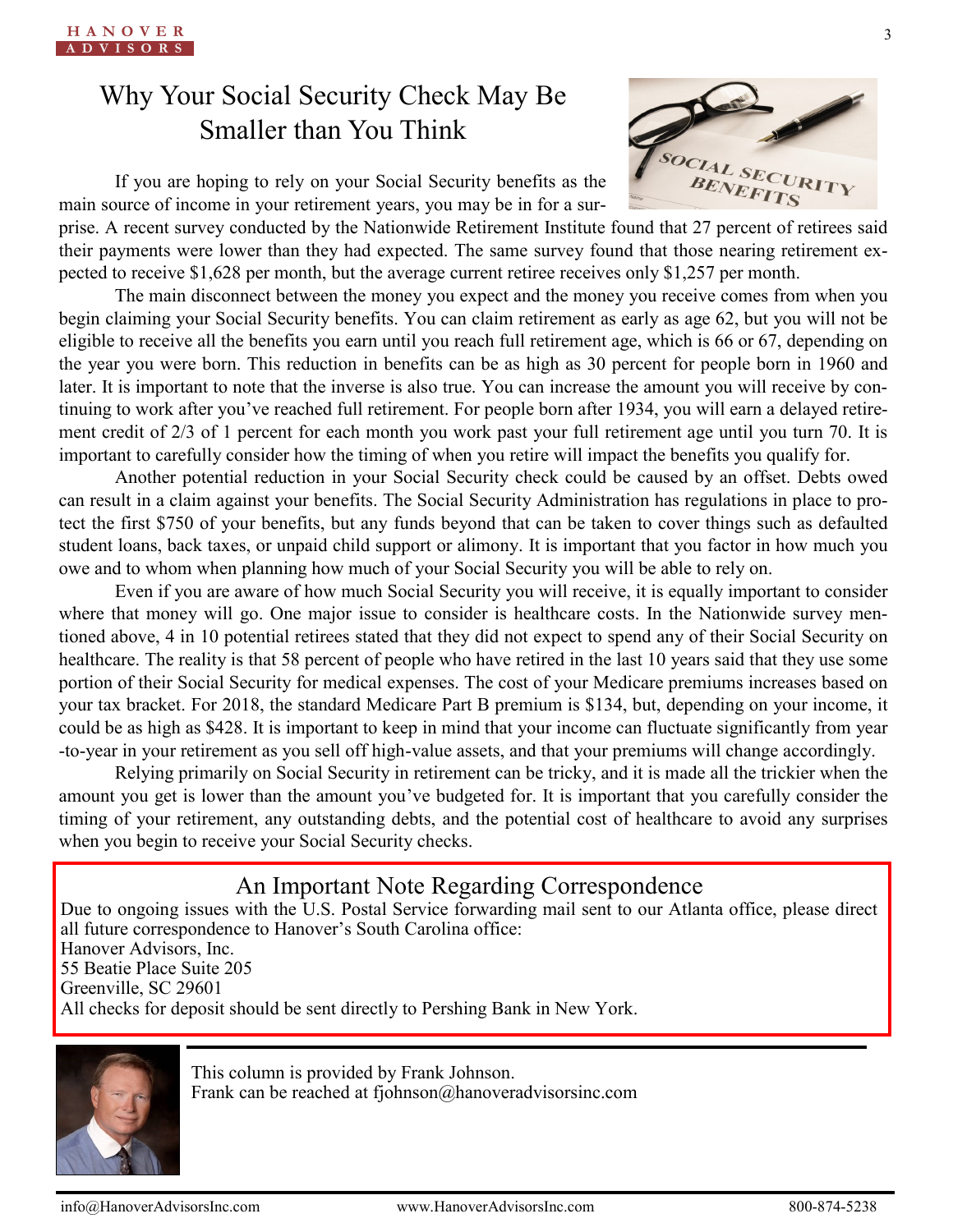# Why Your Social Security Check May Be Smaller than You Think

If you are hoping to rely on your Social Security benefits as the main source of income in your retirement years, you may be in for a surprise. A recent survey conducted by the Nationwide Retirement Institute found that 27 percent of retirees said their payments were lower than they had expected. The same survey found that those nearing retirement expected to receive $1,628 per month, but the average current retiree receives only $1,257 per month.

The main disconnect between the money you expect and the money you receive comes from when you begin claiming your Social Security benefits. You can claim retirement as early as age 62, but you will not be eligible to receive all the benefits you earn until you reach full retirement age, which is 66 or 67, depending on the year you were born. This reduction in benefits can be as high as 30 percent for people born in 1960 and later. It is important to note that the inverse is also true. You can increase the amount you will receive by continuing to work after you've reached full retirement. For people born after 1934, you will earn a delayed retirement credit of 2/3 of 1 percent for each month you work past your full retirement age until you turn 70. It is important to carefully consider how the timing of when you retire will impact the benefits you qualify for.

Another potential reduction in your Social Security check could be caused by an offset. Debts owed can result in a claim against your benefits. The Social Security Administration has regulations in place to protect the first $750 of your benefits, but any funds beyond that can be taken to cover things such as defaulted student loans, back taxes, or unpaid child support or alimony. It is important that you factor in how much you owe and to whom when planning how much of your Social Security you will be able to rely on.

Even if you are aware of how much Social Security you will receive, it is equally important to consider where that money will go. One major issue to consider is healthcare costs. In the Nationwide survey mentioned above, 4 in 10 potential retirees stated that they did not expect to spend any of their Social Security on healthcare. The reality is that 58 percent of people who have retired in the last 10 years said that they use some portion of their Social Security for medical expenses. The cost of your Medicare premiums increases based on your tax bracket. For 2018, the standard Medicare Part B premium is $134, but, depending on your income, it could be as high as $428. It is important to keep in mind that your income can fluctuate significantly from year-to-year in your retirement as you sell off high-value assets, and that your premiums will change accordingly.

Relying primarily on Social Security in retirement can be tricky, and it is made all the trickier when the amount you get is lower than the amount you've budgeted for. It is important that you carefully consider the timing of your retirement, any outstanding debts, and the potential cost of healthcare to avoid any surprises when you begin to receive your Social Security checks.

## An Important Note Regarding Correspondence

Due to ongoing issues with the U.S. Postal Service forwarding mail sent to our Atlanta office, please direct all future correspondence to Hanover's South Carolina office:

Hanover Advisors, Inc.
55 Beatie Place Suite 205
Greenville, SC 29601

All checks for deposit should be sent directly to Pershing Bank in New York.

This column is provided by Frank Johnson.
Frank can be reached at fjohnson@hanoveradvisorsinc.com

info@HanoverAdvisorsInc.com | www.HanoverAdvisorsInc.com | 800-874-5238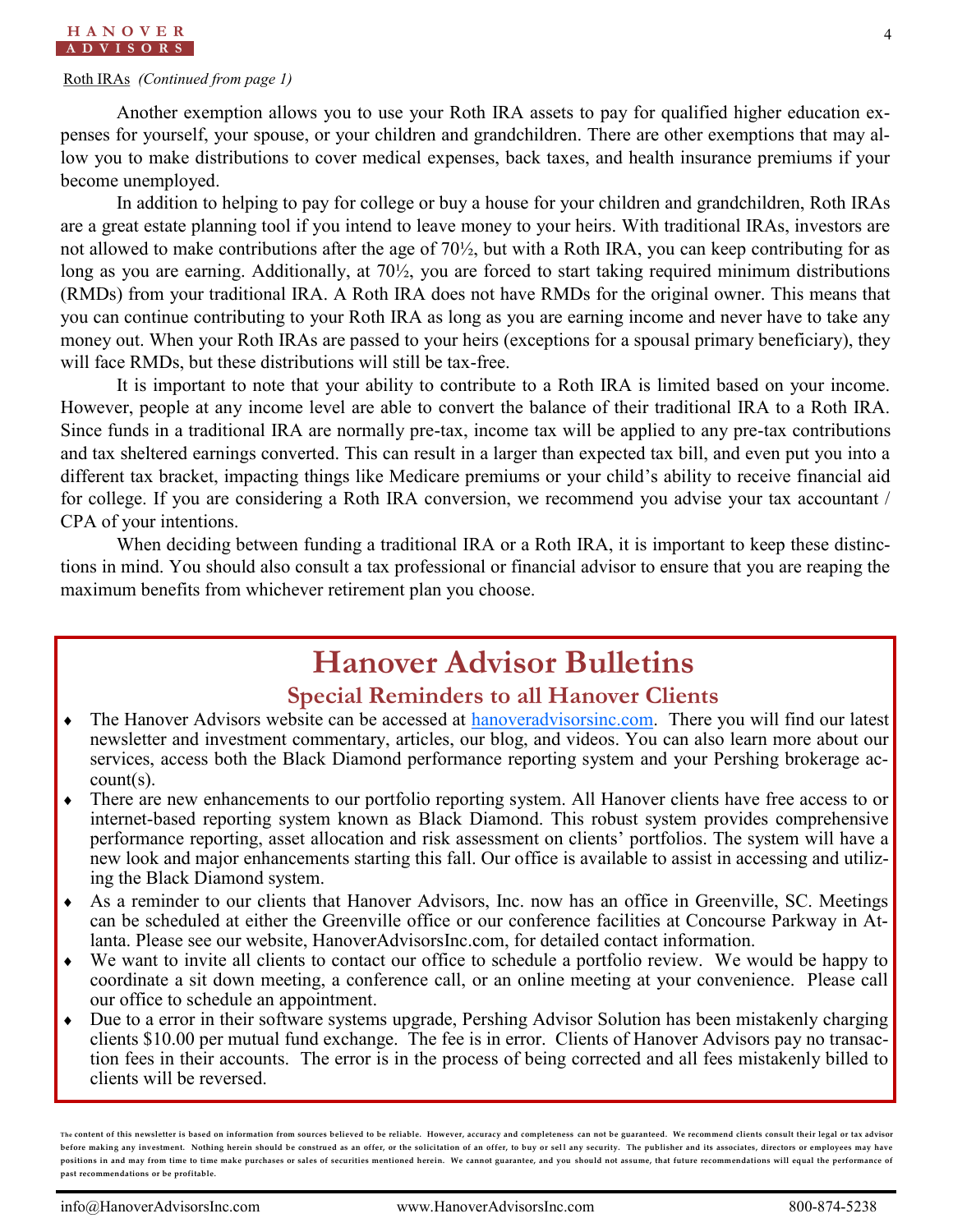Roth IRAs *(Continued from page 1)*

Another exemption allows you to use your Roth IRA assets to pay for qualified higher education expenses for yourself, your spouse, or your children and grandchildren. There are other exemptions that may allow you to make distributions to cover medical expenses, back taxes, and health insurance premiums if your become unemployed.

In addition to helping to pay for college or buy a house for your children and grandchildren, Roth IRAs are a great estate planning tool if you intend to leave money to your heirs. With traditional IRAs, investors are not allowed to make contributions after the age of 70½, but with a Roth IRA, you can keep contributing for as long as you are earning. Additionally, at 70½, you are forced to start taking required minimum distributions (RMDs) from your traditional IRA. A Roth IRA does not have RMDs for the original owner. This means that you can continue contributing to your Roth IRA as long as you are earning income and never have to take any money out. When your Roth IRAs are passed to your heirs (exceptions for a spousal primary beneficiary), they will face RMDs, but these distributions will still be tax-free.

It is important to note that your ability to contribute to a Roth IRA is limited based on your income. However, people at any income level are able to convert the balance of their traditional IRA to a Roth IRA. Since funds in a traditional IRA are normally pre-tax, income tax will be applied to any pre-tax contributions and tax sheltered earnings converted. This can result in a larger than expected tax bill, and even put you into a different tax bracket, impacting things like Medicare premiums or your child's ability to receive financial aid for college. If you are considering a Roth IRA conversion, we recommend you advise your tax accountant / CPA of your intentions.

When deciding between funding a traditional IRA or a Roth IRA, it is important to keep these distinctions in mind. You should also consult a tax professional or financial advisor to ensure that you are reaping the maximum benefits from whichever retirement plan you choose.

# Hanover Advisor Bulletins

## Special Reminders to all Hanover Clients

- The Hanover Advisors website can be accessed at hanoveradvisorsinc.com. There you will find our latest newsletter and investment commentary, articles, our blog, and videos. You can also learn more about our services, access both the Black Diamond performance reporting system and your Pershing brokerage account(s).
- There are new enhancements to our portfolio reporting system. All Hanover clients have free access to or internet-based reporting system known as Black Diamond. This robust system provides comprehensive performance reporting, asset allocation and risk assessment on clients' portfolios. The system will have a new look and major enhancements starting this fall. Our office is available to assist in accessing and utilizing the Black Diamond system.
- As a reminder to our clients that Hanover Advisors, Inc. now has an office in Greenville, SC. Meetings can be scheduled at either the Greenville office or our conference facilities at Concourse Parkway in Atlanta. Please see our website, HanoverAdvisorsInc.com, for detailed contact information.
- We want to invite all clients to contact our office to schedule a portfolio review. We would be happy to coordinate a sit down meeting, a conference call, or an online meeting at your convenience. Please call our office to schedule an appointment.
- Due to a error in their software systems upgrade, Pershing Advisor Solution has been mistakenly charging clients $10.00 per mutual fund exchange. The fee is in error. Clients of Hanover Advisors pay no transaction fees in their accounts. The error is in the process of being corrected and all fees mistakenly billed to clients will be reversed.

The content of this newsletter is based on information from sources believed to be reliable. However, accuracy and completeness can not be guaranteed. We recommend clients consult their legal or tax advisor before making any investment. Nothing herein should be construed as an offer, or the solicitation of an offer, to buy or sell any security. The publisher and its associates, directors or employees may have positions in and may from time to time make purchases or sales of securities mentioned herein. We cannot guarantee, and you should not assume, that future recommendations will equal the performance of past recommendations or be profitable.

info@HanoverAdvisorsInc.com www.HanoverAdvisorsInc.com 800-874-5238